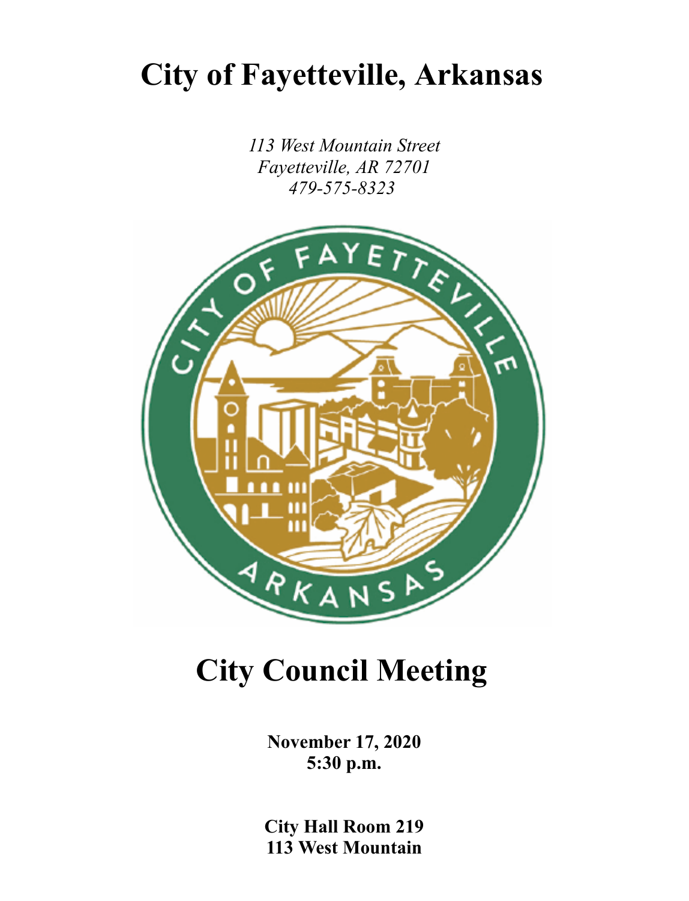# City of Fayetteville, Arkansas

*113 West Mountain Street*
*Fayetteville, AR 72701*
*479-575-8323*

# City Council Meeting

**November 17, 2020**
**5:30 p.m.**

**City Hall Room 219**
**113 West Mountain**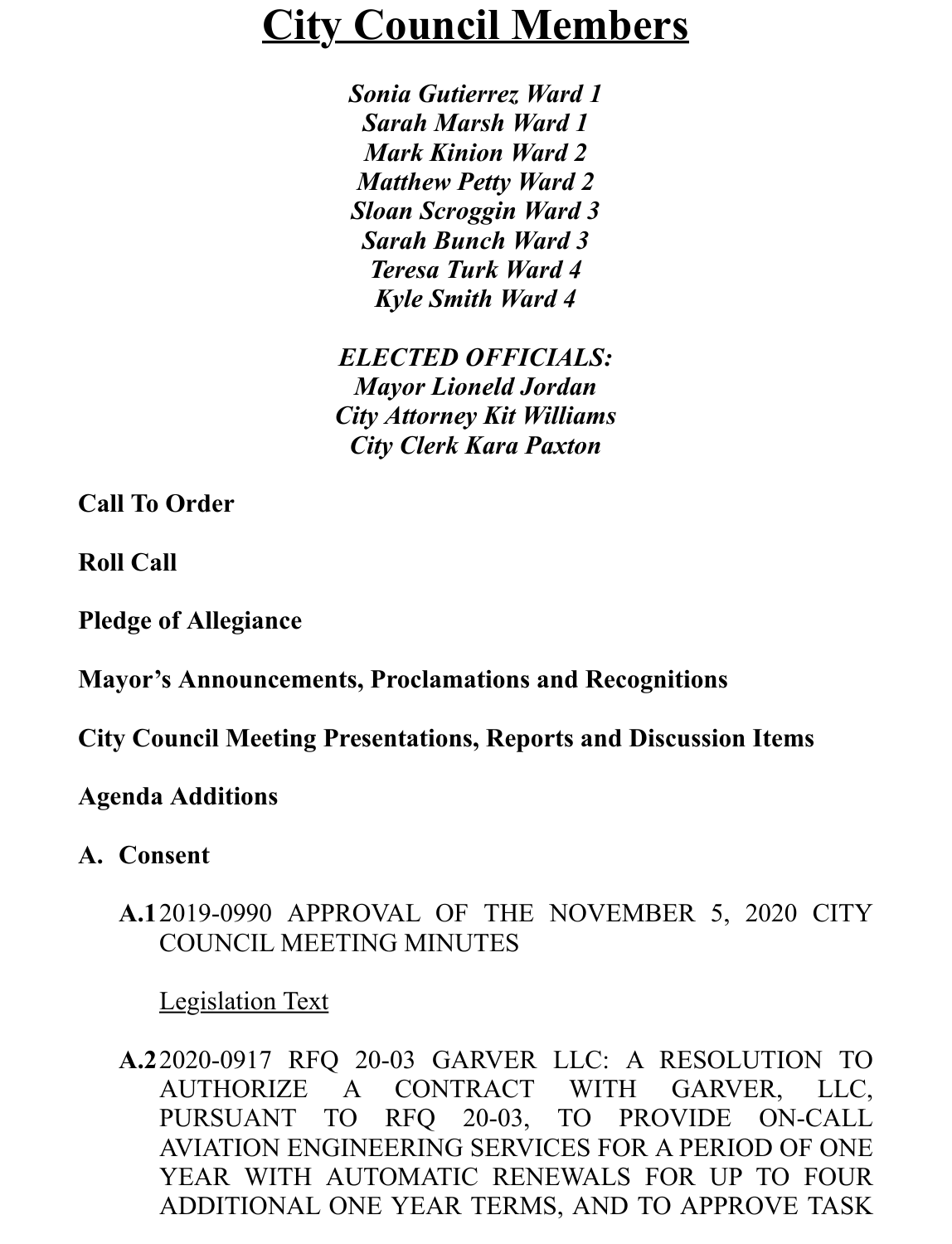# City Council Members

*Sonia Gutierrez Ward 1*
*Sarah Marsh Ward 1*
*Mark Kinion Ward 2*
*Matthew Petty Ward 2*
*Sloan Scroggin Ward 3*
*Sarah Bunch Ward 3*
*Teresa Turk Ward 4*
*Kyle Smith Ward 4*

*ELECTED OFFICIALS:*
*Mayor Lioneld Jordan*
*City Attorney Kit Williams*
*City Clerk Kara Paxton*

**Call To Order**

**Roll Call**

**Pledge of Allegiance**

**Mayor's Announcements, Proclamations and Recognitions**

**City Council Meeting Presentations, Reports and Discussion Items**

**Agenda Additions**

**A. Consent**

**A.1** 2019-0990 APPROVAL OF THE NOVEMBER 5, 2020 CITY COUNCIL MEETING MINUTES

Legislation Text

**A.2** 2020-0917 RFQ 20-03 GARVER LLC: A RESOLUTION TO AUTHORIZE A CONTRACT WITH GARVER, LLC, PURSUANT TO RFQ 20-03, TO PROVIDE ON-CALL AVIATION ENGINEERING SERVICES FOR A PERIOD OF ONE YEAR WITH AUTOMATIC RENEWALS FOR UP TO FOUR ADDITIONAL ONE YEAR TERMS, AND TO APPROVE TASK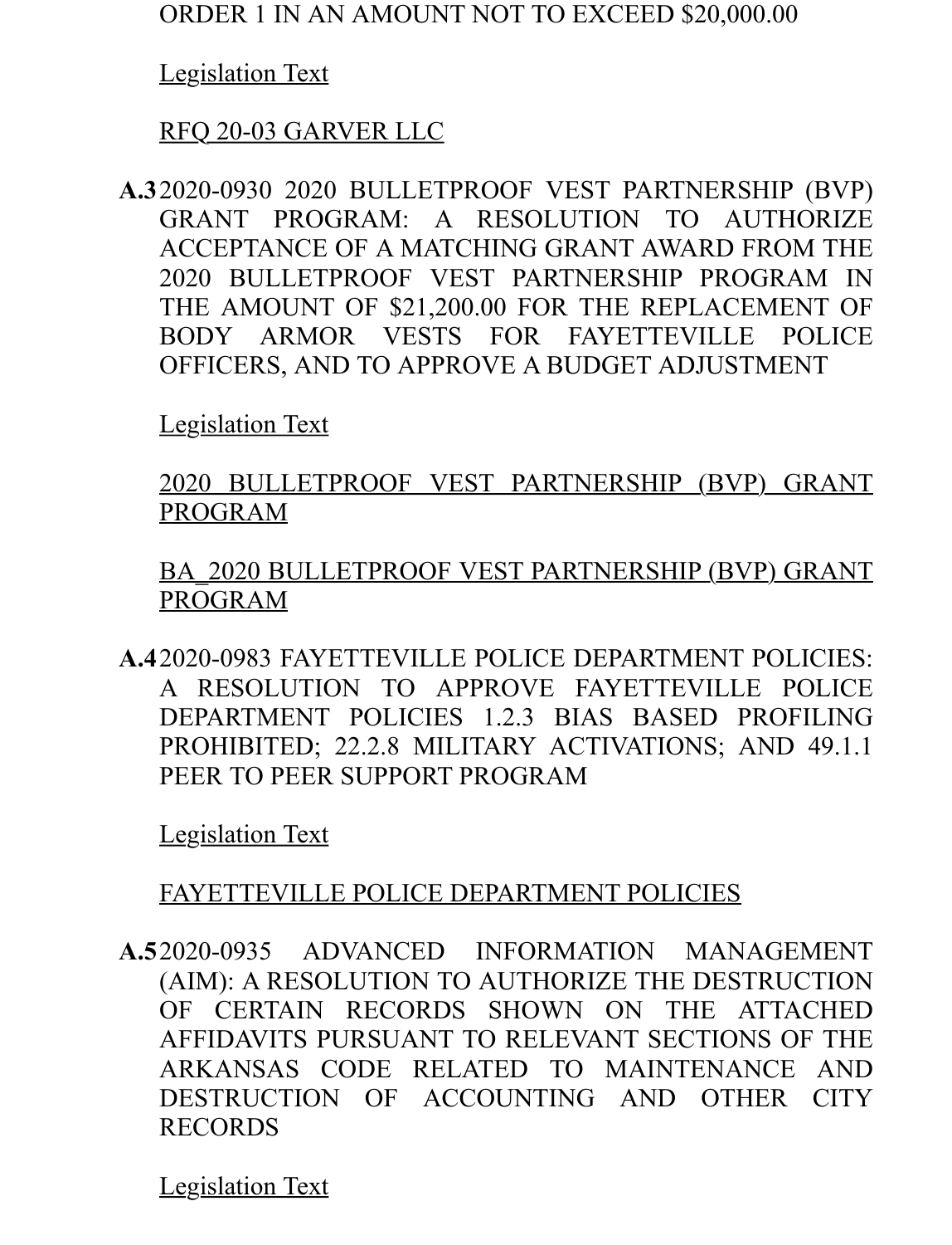ORDER 1 IN AN AMOUNT NOT TO EXCEED $20,000.00

Legislation Text

RFQ 20-03 GARVER LLC

**A.3** 2020-0930 2020 BULLETPROOF VEST PARTNERSHIP (BVP) GRANT PROGRAM: A RESOLUTION TO AUTHORIZE ACCEPTANCE OF A MATCHING GRANT AWARD FROM THE 2020 BULLETPROOF VEST PARTNERSHIP PROGRAM IN THE AMOUNT OF $21,200.00 FOR THE REPLACEMENT OF BODY ARMOR VESTS FOR FAYETTEVILLE POLICE OFFICERS, AND TO APPROVE A BUDGET ADJUSTMENT

Legislation Text

2020 BULLETPROOF VEST PARTNERSHIP (BVP) GRANT PROGRAM

BA_2020 BULLETPROOF VEST PARTNERSHIP (BVP) GRANT PROGRAM

**A.4** 2020-0983 FAYETTEVILLE POLICE DEPARTMENT POLICIES: A RESOLUTION TO APPROVE FAYETTEVILLE POLICE DEPARTMENT POLICIES 1.2.3 BIAS BASED PROFILING PROHIBITED; 22.2.8 MILITARY ACTIVATIONS; AND 49.1.1 PEER TO PEER SUPPORT PROGRAM

Legislation Text

FAYETTEVILLE POLICE DEPARTMENT POLICIES

**A.5** 2020-0935 ADVANCED INFORMATION MANAGEMENT (AIM): A RESOLUTION TO AUTHORIZE THE DESTRUCTION OF CERTAIN RECORDS SHOWN ON THE ATTACHED AFFIDAVITS PURSUANT TO RELEVANT SECTIONS OF THE ARKANSAS CODE RELATED TO MAINTENANCE AND DESTRUCTION OF ACCOUNTING AND OTHER CITY RECORDS

Legislation Text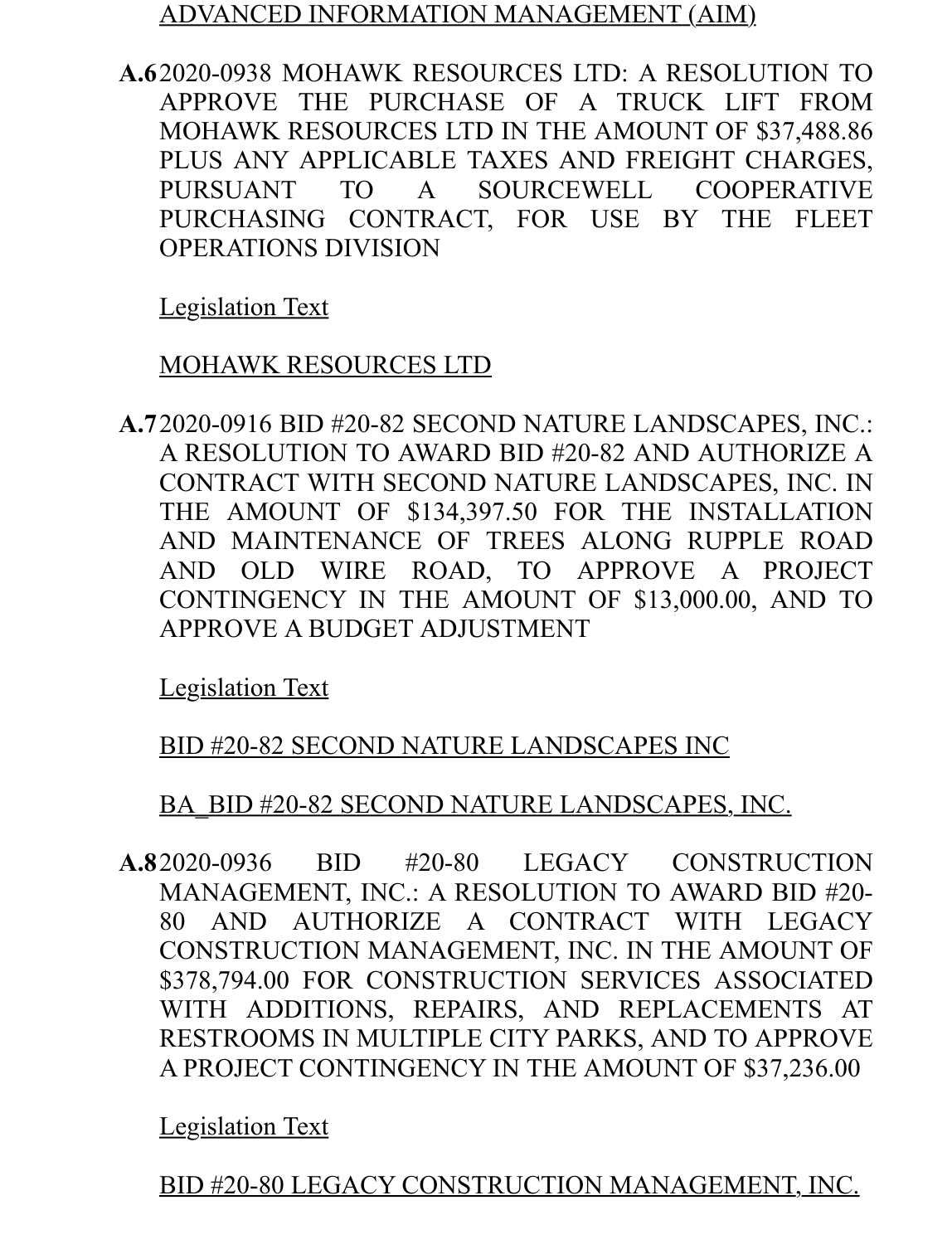ADVANCED INFORMATION MANAGEMENT (AIM)

**A.6** 2020-0938 MOHAWK RESOURCES LTD: A RESOLUTION TO APPROVE THE PURCHASE OF A TRUCK LIFT FROM MOHAWK RESOURCES LTD IN THE AMOUNT OF $37,488.86 PLUS ANY APPLICABLE TAXES AND FREIGHT CHARGES, PURSUANT TO A SOURCEWELL COOPERATIVE PURCHASING CONTRACT, FOR USE BY THE FLEET OPERATIONS DIVISION

Legislation Text

MOHAWK RESOURCES LTD

**A.7** 2020-0916 BID #20-82 SECOND NATURE LANDSCAPES, INC.: A RESOLUTION TO AWARD BID #20-82 AND AUTHORIZE A CONTRACT WITH SECOND NATURE LANDSCAPES, INC. IN THE AMOUNT OF $134,397.50 FOR THE INSTALLATION AND MAINTENANCE OF TREES ALONG RUPPLE ROAD AND OLD WIRE ROAD, TO APPROVE A PROJECT CONTINGENCY IN THE AMOUNT OF $13,000.00, AND TO APPROVE A BUDGET ADJUSTMENT

Legislation Text

BID #20-82 SECOND NATURE LANDSCAPES INC

BA_BID #20-82 SECOND NATURE LANDSCAPES, INC.

**A.8** 2020-0936 BID #20-80 LEGACY CONSTRUCTION MANAGEMENT, INC.: A RESOLUTION TO AWARD BID #20-80 AND AUTHORIZE A CONTRACT WITH LEGACY CONSTRUCTION MANAGEMENT, INC. IN THE AMOUNT OF $378,794.00 FOR CONSTRUCTION SERVICES ASSOCIATED WITH ADDITIONS, REPAIRS, AND REPLACEMENTS AT RESTROOMS IN MULTIPLE CITY PARKS, AND TO APPROVE A PROJECT CONTINGENCY IN THE AMOUNT OF $37,236.00

Legislation Text

BID #20-80 LEGACY CONSTRUCTION MANAGEMENT, INC.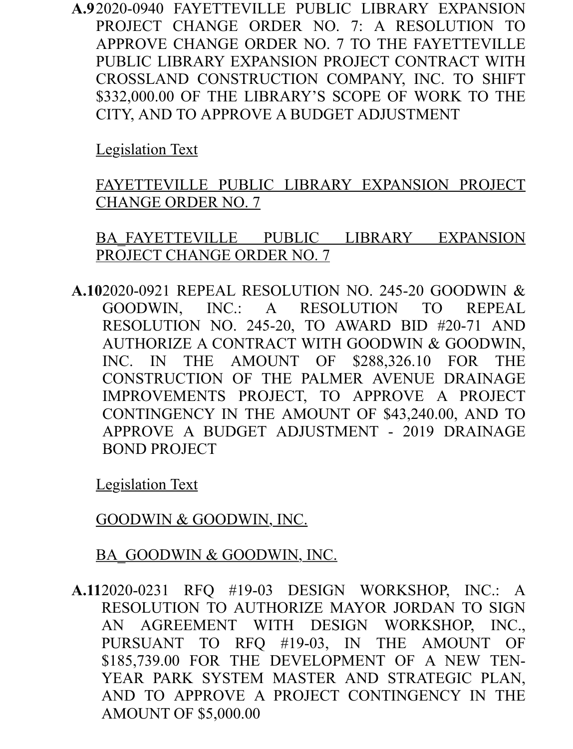**A.9** 2020-0940 FAYETTEVILLE PUBLIC LIBRARY EXPANSION PROJECT CHANGE ORDER NO. 7: A RESOLUTION TO APPROVE CHANGE ORDER NO. 7 TO THE FAYETTEVILLE PUBLIC LIBRARY EXPANSION PROJECT CONTRACT WITH CROSSLAND CONSTRUCTION COMPANY, INC. TO SHIFT $332,000.00 OF THE LIBRARY'S SCOPE OF WORK TO THE CITY, AND TO APPROVE A BUDGET ADJUSTMENT

Legislation Text

FAYETTEVILLE PUBLIC LIBRARY EXPANSION PROJECT CHANGE ORDER NO. 7

BA_FAYETTEVILLE PUBLIC LIBRARY EXPANSION PROJECT CHANGE ORDER NO. 7

**A.10** 2020-0921 REPEAL RESOLUTION NO. 245-20 GOODWIN & GOODWIN, INC.: A RESOLUTION TO REPEAL RESOLUTION NO. 245-20, TO AWARD BID #20-71 AND AUTHORIZE A CONTRACT WITH GOODWIN & GOODWIN, INC. IN THE AMOUNT OF $288,326.10 FOR THE CONSTRUCTION OF THE PALMER AVENUE DRAINAGE IMPROVEMENTS PROJECT, TO APPROVE A PROJECT CONTINGENCY IN THE AMOUNT OF $43,240.00, AND TO APPROVE A BUDGET ADJUSTMENT - 2019 DRAINAGE BOND PROJECT

Legislation Text

GOODWIN & GOODWIN, INC.

BA_GOODWIN & GOODWIN, INC.

**A.11** 2020-0231 RFQ #19-03 DESIGN WORKSHOP, INC.: A RESOLUTION TO AUTHORIZE MAYOR JORDAN TO SIGN AN AGREEMENT WITH DESIGN WORKSHOP, INC., PURSUANT TO RFQ #19-03, IN THE AMOUNT OF $185,739.00 FOR THE DEVELOPMENT OF A NEW TEN-YEAR PARK SYSTEM MASTER AND STRATEGIC PLAN, AND TO APPROVE A PROJECT CONTINGENCY IN THE AMOUNT OF $5,000.00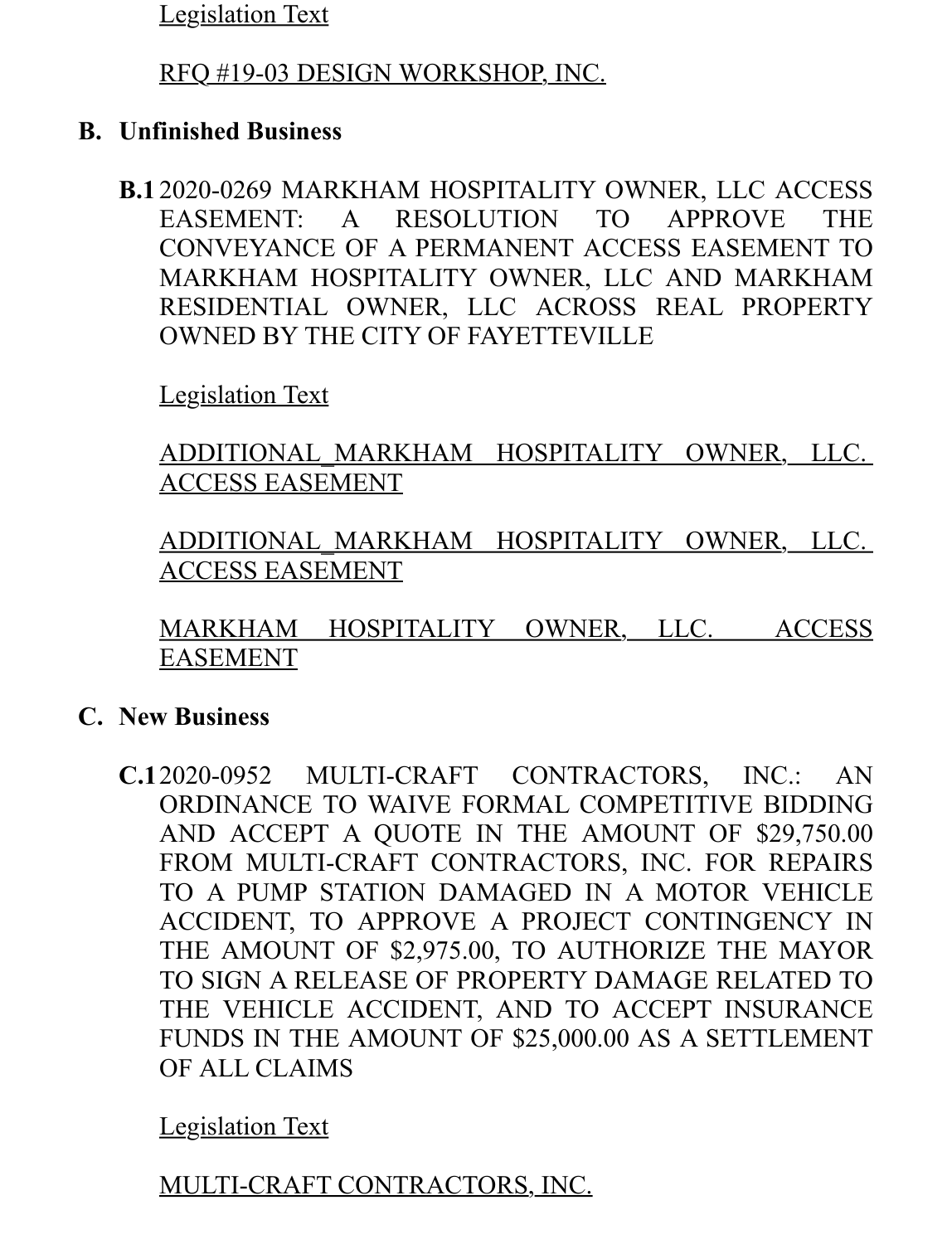Legislation Text

RFQ #19-03 DESIGN WORKSHOP, INC.

## B. Unfinished Business

**B.1** 2020-0269 MARKHAM HOSPITALITY OWNER, LLC ACCESS EASEMENT: A RESOLUTION TO APPROVE THE CONVEYANCE OF A PERMANENT ACCESS EASEMENT TO MARKHAM HOSPITALITY OWNER, LLC AND MARKHAM RESIDENTIAL OWNER, LLC ACROSS REAL PROPERTY OWNED BY THE CITY OF FAYETTEVILLE

Legislation Text

ADDITIONAL_MARKHAM HOSPITALITY OWNER, LLC. ACCESS EASEMENT

ADDITIONAL_MARKHAM HOSPITALITY OWNER, LLC. ACCESS EASEMENT

MARKHAM HOSPITALITY OWNER, LLC. ACCESS EASEMENT

## C. New Business

**C.1** 2020-0952 MULTI-CRAFT CONTRACTORS, INC.: AN ORDINANCE TO WAIVE FORMAL COMPETITIVE BIDDING AND ACCEPT A QUOTE IN THE AMOUNT OF $29,750.00 FROM MULTI-CRAFT CONTRACTORS, INC. FOR REPAIRS TO A PUMP STATION DAMAGED IN A MOTOR VEHICLE ACCIDENT, TO APPROVE A PROJECT CONTINGENCY IN THE AMOUNT OF $2,975.00, TO AUTHORIZE THE MAYOR TO SIGN A RELEASE OF PROPERTY DAMAGE RELATED TO THE VEHICLE ACCIDENT, AND TO ACCEPT INSURANCE FUNDS IN THE AMOUNT OF $25,000.00 AS A SETTLEMENT OF ALL CLAIMS

Legislation Text

MULTI-CRAFT CONTRACTORS, INC.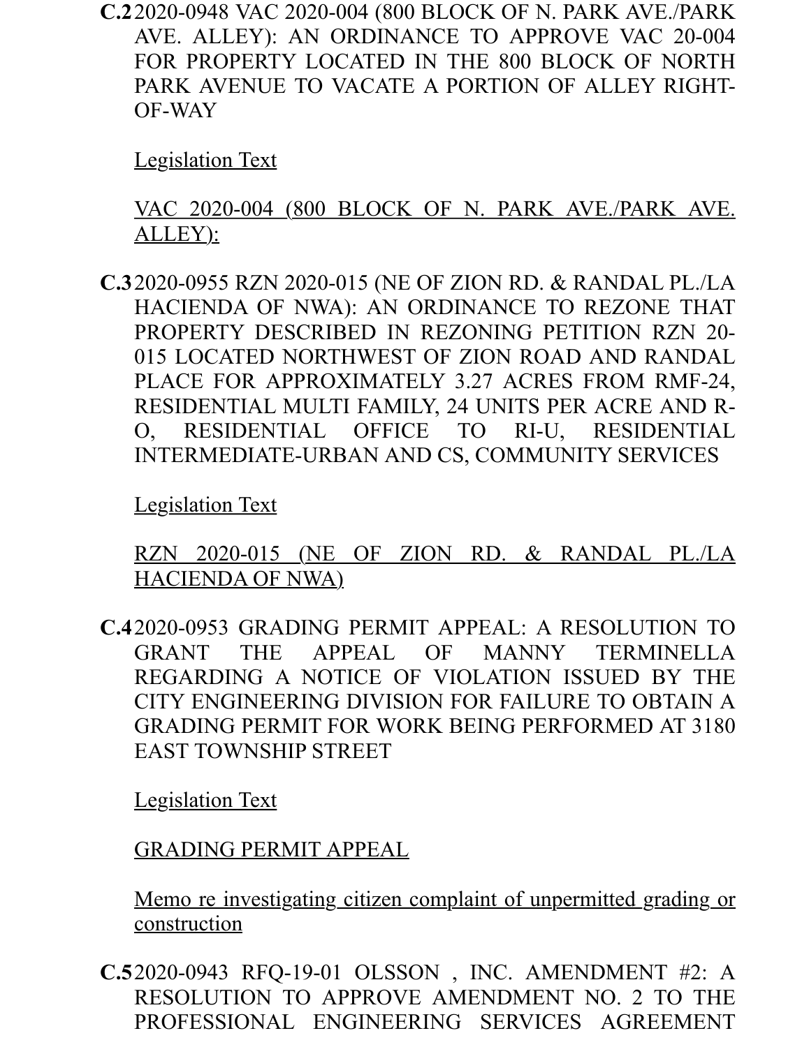**C.2** 2020-0948 VAC 2020-004 (800 BLOCK OF N. PARK AVE./PARK AVE. ALLEY): AN ORDINANCE TO APPROVE VAC 20-004 FOR PROPERTY LOCATED IN THE 800 BLOCK OF NORTH PARK AVENUE TO VACATE A PORTION OF ALLEY RIGHT-OF-WAY

Legislation Text

VAC 2020-004 (800 BLOCK OF N. PARK AVE./PARK AVE. ALLEY):

**C.3** 2020-0955 RZN 2020-015 (NE OF ZION RD. & RANDAL PL./LA HACIENDA OF NWA): AN ORDINANCE TO REZONE THAT PROPERTY DESCRIBED IN REZONING PETITION RZN 20-015 LOCATED NORTHWEST OF ZION ROAD AND RANDAL PLACE FOR APPROXIMATELY 3.27 ACRES FROM RMF-24, RESIDENTIAL MULTI FAMILY, 24 UNITS PER ACRE AND R-O, RESIDENTIAL OFFICE TO RI-U, RESIDENTIAL INTERMEDIATE-URBAN AND CS, COMMUNITY SERVICES

Legislation Text

RZN 2020-015 (NE OF ZION RD. & RANDAL PL./LA HACIENDA OF NWA)

**C.4** 2020-0953 GRADING PERMIT APPEAL: A RESOLUTION TO GRANT THE APPEAL OF MANNY TERMINELLA REGARDING A NOTICE OF VIOLATION ISSUED BY THE CITY ENGINEERING DIVISION FOR FAILURE TO OBTAIN A GRADING PERMIT FOR WORK BEING PERFORMED AT 3180 EAST TOWNSHIP STREET

Legislation Text

GRADING PERMIT APPEAL

Memo re investigating citizen complaint of unpermitted grading or construction

**C.5** 2020-0943 RFQ-19-01 OLSSON , INC. AMENDMENT #2: A RESOLUTION TO APPROVE AMENDMENT NO. 2 TO THE PROFESSIONAL ENGINEERING SERVICES AGREEMENT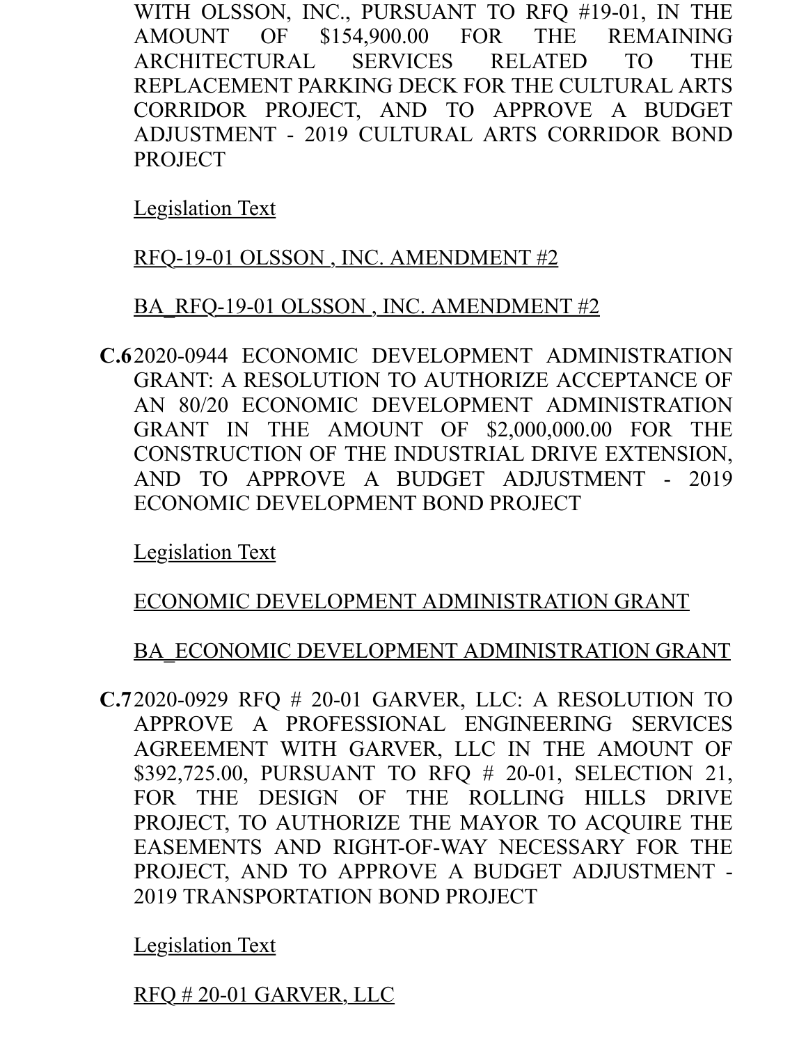WITH OLSSON, INC., PURSUANT TO RFQ #19-01, IN THE AMOUNT OF $154,900.00 FOR THE REMAINING ARCHITECTURAL SERVICES RELATED TO THE REPLACEMENT PARKING DECK FOR THE CULTURAL ARTS CORRIDOR PROJECT, AND TO APPROVE A BUDGET ADJUSTMENT - 2019 CULTURAL ARTS CORRIDOR BOND PROJECT

Legislation Text

RFQ-19-01 OLSSON , INC. AMENDMENT #2

BA_RFQ-19-01 OLSSON , INC. AMENDMENT #2

**C.6** 2020-0944 ECONOMIC DEVELOPMENT ADMINISTRATION GRANT: A RESOLUTION TO AUTHORIZE ACCEPTANCE OF AN 80/20 ECONOMIC DEVELOPMENT ADMINISTRATION GRANT IN THE AMOUNT OF $2,000,000.00 FOR THE CONSTRUCTION OF THE INDUSTRIAL DRIVE EXTENSION, AND TO APPROVE A BUDGET ADJUSTMENT - 2019 ECONOMIC DEVELOPMENT BOND PROJECT

Legislation Text

ECONOMIC DEVELOPMENT ADMINISTRATION GRANT

BA_ECONOMIC DEVELOPMENT ADMINISTRATION GRANT

**C.7** 2020-0929 RFQ # 20-01 GARVER, LLC: A RESOLUTION TO APPROVE A PROFESSIONAL ENGINEERING SERVICES AGREEMENT WITH GARVER, LLC IN THE AMOUNT OF $392,725.00, PURSUANT TO RFQ # 20-01, SELECTION 21, FOR THE DESIGN OF THE ROLLING HILLS DRIVE PROJECT, TO AUTHORIZE THE MAYOR TO ACQUIRE THE EASEMENTS AND RIGHT-OF-WAY NECESSARY FOR THE PROJECT, AND TO APPROVE A BUDGET ADJUSTMENT - 2019 TRANSPORTATION BOND PROJECT

Legislation Text

RFQ # 20-01 GARVER, LLC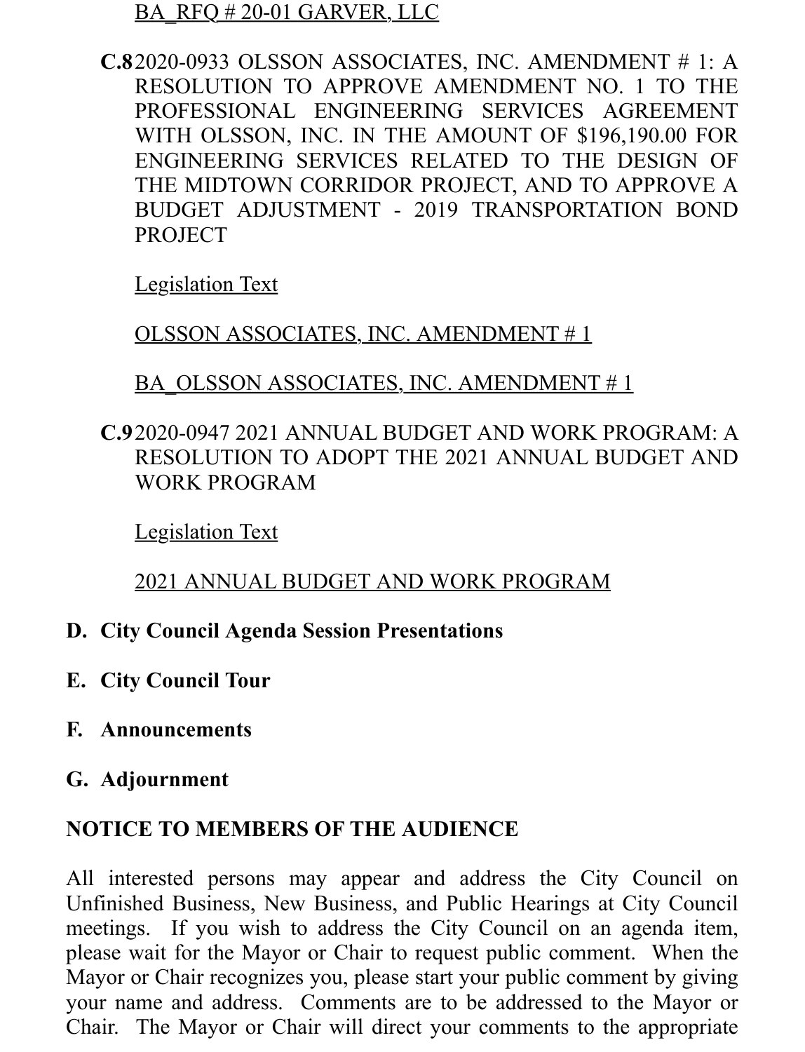BA_RFQ # 20-01 GARVER, LLC

**C.8** 2020-0933 OLSSON ASSOCIATES, INC. AMENDMENT # 1: A RESOLUTION TO APPROVE AMENDMENT NO. 1 TO THE PROFESSIONAL ENGINEERING SERVICES AGREEMENT WITH OLSSON, INC. IN THE AMOUNT OF $196,190.00 FOR ENGINEERING SERVICES RELATED TO THE DESIGN OF THE MIDTOWN CORRIDOR PROJECT, AND TO APPROVE A BUDGET ADJUSTMENT - 2019 TRANSPORTATION BOND PROJECT

Legislation Text

OLSSON ASSOCIATES, INC. AMENDMENT # 1

BA_OLSSON ASSOCIATES, INC. AMENDMENT # 1

**C.9** 2020-0947 2021 ANNUAL BUDGET AND WORK PROGRAM: A RESOLUTION TO ADOPT THE 2021 ANNUAL BUDGET AND WORK PROGRAM

Legislation Text

2021 ANNUAL BUDGET AND WORK PROGRAM

## D. City Council Agenda Session Presentations

## E. City Council Tour

## F. Announcements

## G. Adjournment

## NOTICE TO MEMBERS OF THE AUDIENCE

All interested persons may appear and address the City Council on Unfinished Business, New Business, and Public Hearings at City Council meetings. If you wish to address the City Council on an agenda item, please wait for the Mayor or Chair to request public comment. When the Mayor or Chair recognizes you, please start your public comment by giving your name and address. Comments are to be addressed to the Mayor or Chair. The Mayor or Chair will direct your comments to the appropriate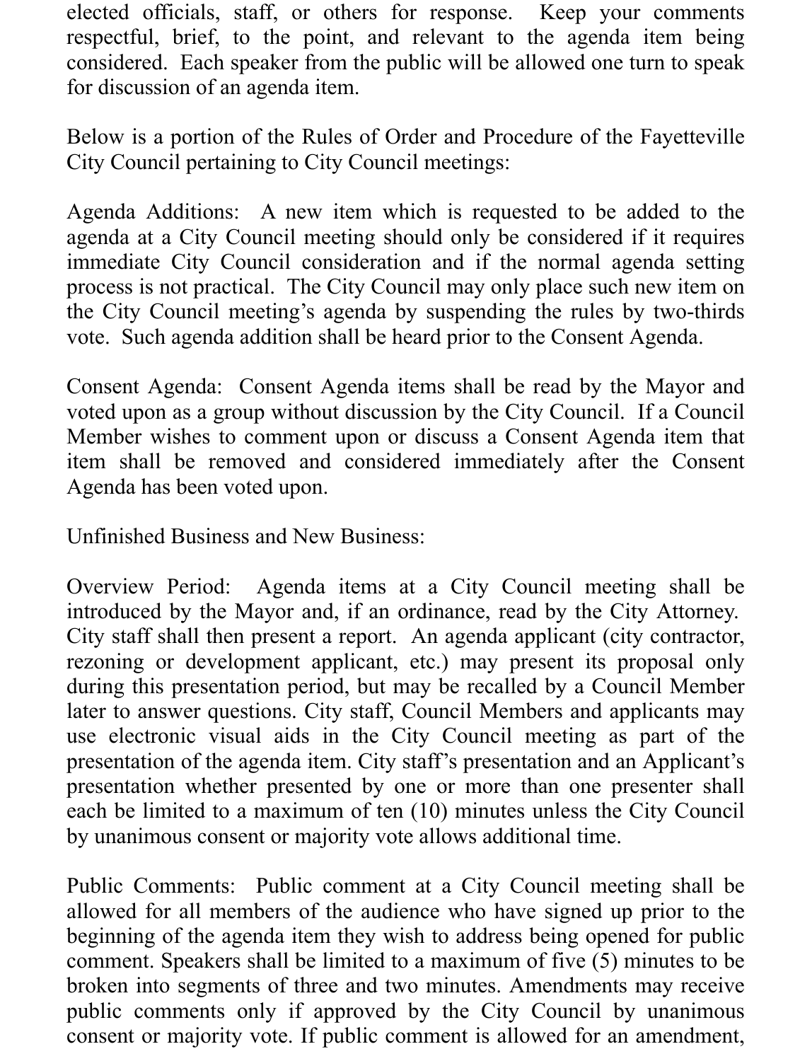elected officials, staff, or others for response. Keep your comments respectful, brief, to the point, and relevant to the agenda item being considered. Each speaker from the public will be allowed one turn to speak for discussion of an agenda item.

Below is a portion of the Rules of Order and Procedure of the Fayetteville City Council pertaining to City Council meetings:

Agenda Additions: A new item which is requested to be added to the agenda at a City Council meeting should only be considered if it requires immediate City Council consideration and if the normal agenda setting process is not practical. The City Council may only place such new item on the City Council meeting's agenda by suspending the rules by two-thirds vote. Such agenda addition shall be heard prior to the Consent Agenda.

Consent Agenda: Consent Agenda items shall be read by the Mayor and voted upon as a group without discussion by the City Council. If a Council Member wishes to comment upon or discuss a Consent Agenda item that item shall be removed and considered immediately after the Consent Agenda has been voted upon.

Unfinished Business and New Business:

Overview Period: Agenda items at a City Council meeting shall be introduced by the Mayor and, if an ordinance, read by the City Attorney. City staff shall then present a report. An agenda applicant (city contractor, rezoning or development applicant, etc.) may present its proposal only during this presentation period, but may be recalled by a Council Member later to answer questions. City staff, Council Members and applicants may use electronic visual aids in the City Council meeting as part of the presentation of the agenda item. City staff's presentation and an Applicant's presentation whether presented by one or more than one presenter shall each be limited to a maximum of ten (10) minutes unless the City Council by unanimous consent or majority vote allows additional time.

Public Comments: Public comment at a City Council meeting shall be allowed for all members of the audience who have signed up prior to the beginning of the agenda item they wish to address being opened for public comment. Speakers shall be limited to a maximum of five (5) minutes to be broken into segments of three and two minutes. Amendments may receive public comments only if approved by the City Council by unanimous consent or majority vote. If public comment is allowed for an amendment,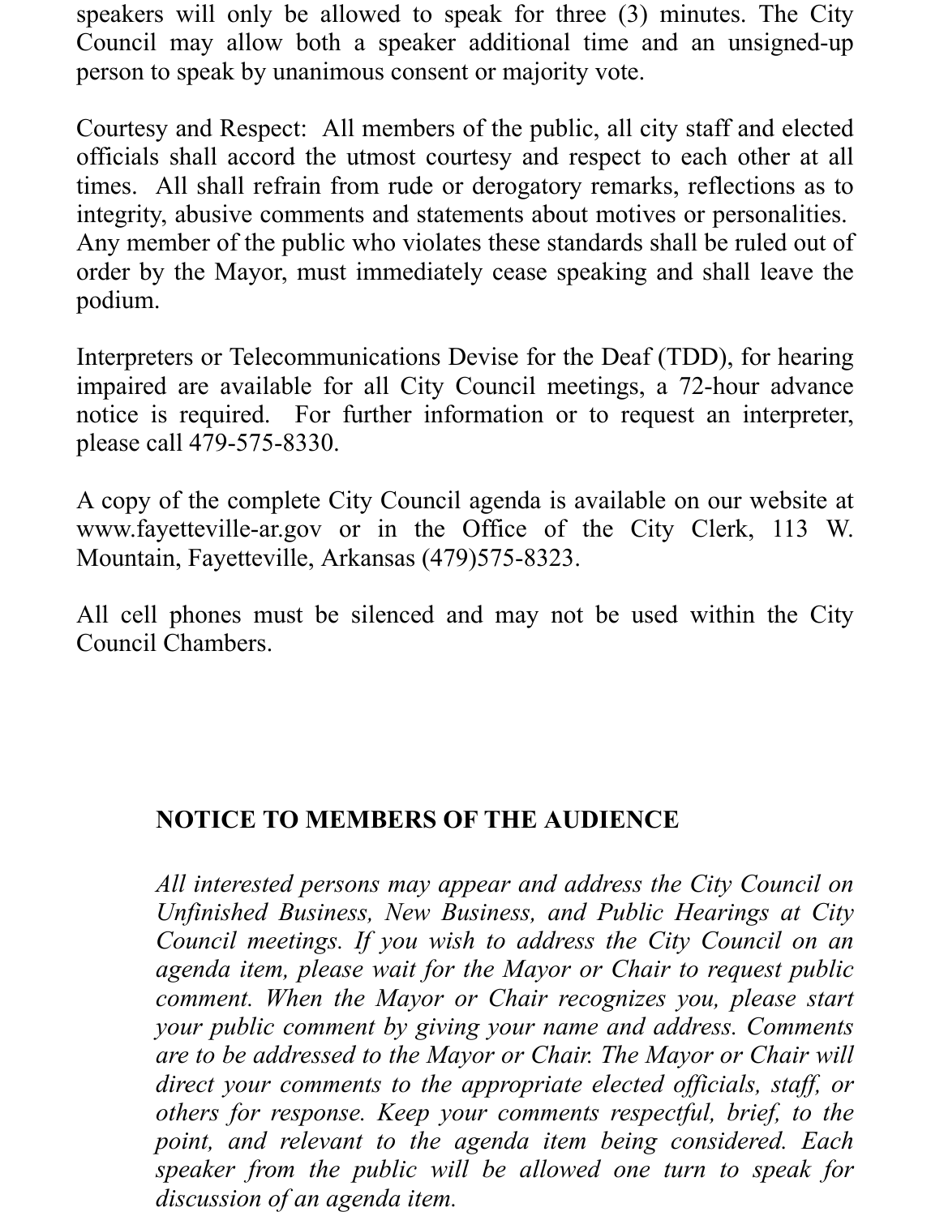speakers will only be allowed to speak for three (3) minutes. The City Council may allow both a speaker additional time and an unsigned-up person to speak by unanimous consent or majority vote.

Courtesy and Respect: All members of the public, all city staff and elected officials shall accord the utmost courtesy and respect to each other at all times. All shall refrain from rude or derogatory remarks, reflections as to integrity, abusive comments and statements about motives or personalities. Any member of the public who violates these standards shall be ruled out of order by the Mayor, must immediately cease speaking and shall leave the podium.

Interpreters or Telecommunications Devise for the Deaf (TDD), for hearing impaired are available for all City Council meetings, a 72-hour advance notice is required. For further information or to request an interpreter, please call 479-575-8330.

A copy of the complete City Council agenda is available on our website at www.fayetteville-ar.gov or in the Office of the City Clerk, 113 W. Mountain, Fayetteville, Arkansas (479)575-8323.

All cell phones must be silenced and may not be used within the City Council Chambers.

**NOTICE TO MEMBERS OF THE AUDIENCE**

*All interested persons may appear and address the City Council on Unfinished Business, New Business, and Public Hearings at City Council meetings. If you wish to address the City Council on an agenda item, please wait for the Mayor or Chair to request public comment. When the Mayor or Chair recognizes you, please start your public comment by giving your name and address. Comments are to be addressed to the Mayor or Chair. The Mayor or Chair will direct your comments to the appropriate elected officials, staff, or others for response. Keep your comments respectful, brief, to the point, and relevant to the agenda item being considered. Each speaker from the public will be allowed one turn to speak for discussion of an agenda item.*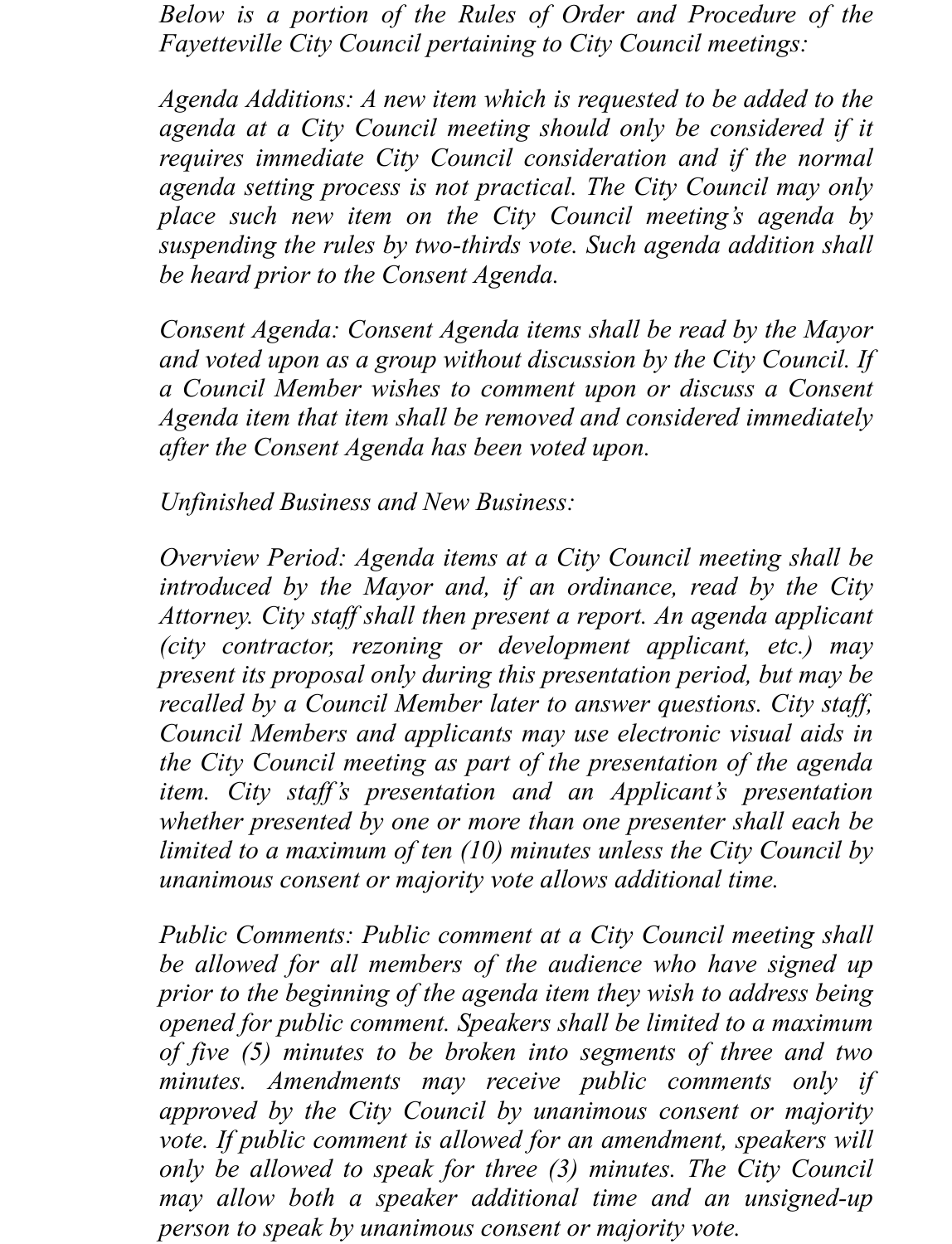*Below is a portion of the Rules of Order and Procedure of the Fayetteville City Council pertaining to City Council meetings:*

*Agenda Additions: A new item which is requested to be added to the agenda at a City Council meeting should only be considered if it requires immediate City Council consideration and if the normal agenda setting process is not practical. The City Council may only place such new item on the City Council meeting's agenda by suspending the rules by two-thirds vote. Such agenda addition shall be heard prior to the Consent Agenda.*

*Consent Agenda: Consent Agenda items shall be read by the Mayor and voted upon as a group without discussion by the City Council. If a Council Member wishes to comment upon or discuss a Consent Agenda item that item shall be removed and considered immediately after the Consent Agenda has been voted upon.*

*Unfinished Business and New Business:*

*Overview Period: Agenda items at a City Council meeting shall be introduced by the Mayor and, if an ordinance, read by the City Attorney. City staff shall then present a report. An agenda applicant (city contractor, rezoning or development applicant, etc.) may present its proposal only during this presentation period, but may be recalled by a Council Member later to answer questions. City staff, Council Members and applicants may use electronic visual aids in the City Council meeting as part of the presentation of the agenda item. City staff's presentation and an Applicant's presentation whether presented by one or more than one presenter shall each be limited to a maximum of ten (10) minutes unless the City Council by unanimous consent or majority vote allows additional time.*

*Public Comments: Public comment at a City Council meeting shall be allowed for all members of the audience who have signed up prior to the beginning of the agenda item they wish to address being opened for public comment. Speakers shall be limited to a maximum of five (5) minutes to be broken into segments of three and two minutes. Amendments may receive public comments only if approved by the City Council by unanimous consent or majority vote. If public comment is allowed for an amendment, speakers will only be allowed to speak for three (3) minutes. The City Council may allow both a speaker additional time and an unsigned-up person to speak by unanimous consent or majority vote.*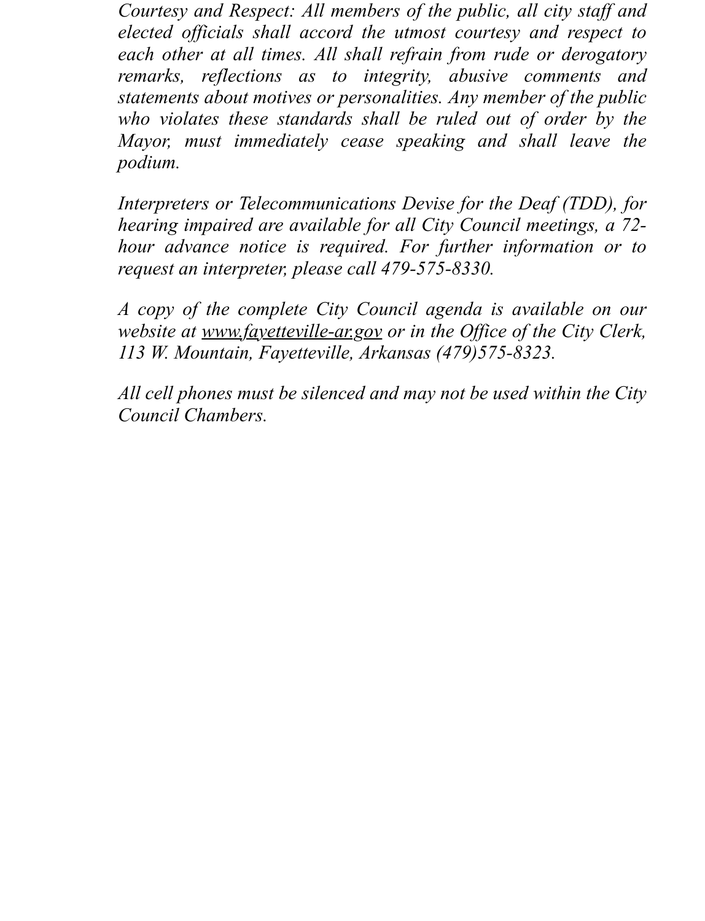*Courtesy and Respect: All members of the public, all city staff and elected officials shall accord the utmost courtesy and respect to each other at all times. All shall refrain from rude or derogatory remarks, reflections as to integrity, abusive comments and statements about motives or personalities. Any member of the public who violates these standards shall be ruled out of order by the Mayor, must immediately cease speaking and shall leave the podium.*

*Interpreters or Telecommunications Devise for the Deaf (TDD), for hearing impaired are available for all City Council meetings, a 72-hour advance notice is required. For further information or to request an interpreter, please call 479-575-8330.*

*A copy of the complete City Council agenda is available on our website at www.fayetteville-ar.gov or in the Office of the City Clerk, 113 W. Mountain, Fayetteville, Arkansas (479)575-8323.*

*All cell phones must be silenced and may not be used within the City Council Chambers.*